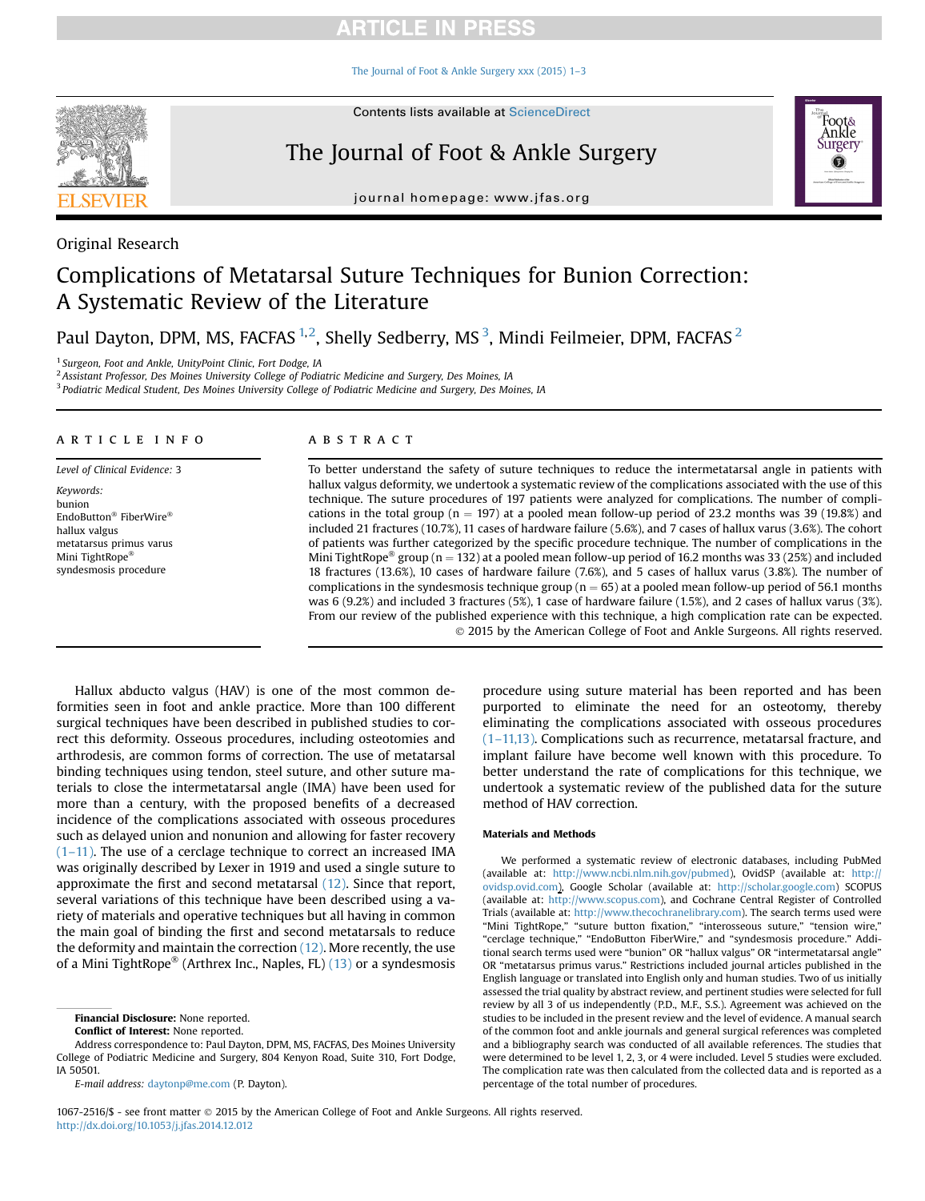Original Research

# Complications of Metatarsal Suture Techniques for Bunion Correction: A Systematic Review of the Literature

Paul Dayton, DPM, MS, FACFAS [1,2], Shelly Sedberry, MS [3], Mindi Feilmeier, DPM, FACFAS [2]

[1] Surgeon, Foot and Ankle, UnityPoint Clinic, Fort Dodge, IA

[2] Assistant Professor, Des Moines University College of Podiatric Medicine and Surgery, Des Moines, IA

[3] Podiatric Medical Student, Des Moines University College of Podiatric Medicine and Surgery, Des Moines, IA

## ARTICLE INFO

*Level of Clinical Evidence:* 3

*Keywords:*
bunion
EndoButton® FiberWire®
hallux valgus
metatarsus primus varus
Mini TightRope®
syndesmosis procedure

## ABSTRACT

To better understand the safety of suture techniques to reduce the intermetatarsal angle in patients with hallux valgus deformity, we undertook a systematic review of the complications associated with the use of this technique. The suture procedures of 197 patients were analyzed for complications. The number of complications in the total group (n = 197) at a pooled mean follow-up period of 23.2 months was 39 (19.8%) and included 21 fractures (10.7%), 11 cases of hardware failure (5.6%), and 7 cases of hallux varus (3.6%). The cohort of patients was further categorized by the specific procedure technique. The number of complications in the Mini TightRope® group (n = 132) at a pooled mean follow-up period of 16.2 months was 33 (25%) and included 18 fractures (13.6%), 10 cases of hardware failure (7.6%), and 5 cases of hallux varus (3.8%). The number of complications in the syndesmosis technique group (n = 65) at a pooled mean follow-up period of 56.1 months was 6 (9.2%) and included 3 fractures (5%), 1 case of hardware failure (1.5%), and 2 cases of hallux varus (3%). From our review of the published experience with this technique, a high complication rate can be expected.

© 2015 by the American College of Foot and Ankle Surgeons. All rights reserved.

Hallux abducto valgus (HAV) is one of the most common deformities seen in foot and ankle practice. More than 100 different surgical techniques have been described in published studies to correct this deformity. Osseous procedures, including osteotomies and arthrodesis, are common forms of correction. The use of metatarsal binding techniques using tendon, steel suture, and other suture materials to close the intermetatarsal angle (IMA) have been used for more than a century, with the proposed benefits of a decreased incidence of the complications associated with osseous procedures such as delayed union and nonunion and allowing for faster recovery (1–11). The use of a cerclage technique to correct an increased IMA was originally described by Lexer in 1919 and used a single suture to approximate the first and second metatarsal (12). Since that report, several variations of this technique have been described using a variety of materials and operative techniques but all having in common the main goal of binding the first and second metatarsals to reduce the deformity and maintain the correction (12). More recently, the use of a Mini TightRope® (Arthrex Inc., Naples, FL) (13) or a syndesmosis procedure using suture material has been reported and has been purported to eliminate the need for an osteotomy, thereby eliminating the complications associated with osseous procedures (1–11,13). Complications such as recurrence, metatarsal fracture, and implant failure have become well known with this procedure. To better understand the rate of complications for this technique, we undertook a systematic review of the published data for the suture method of HAV correction.

### Materials and Methods

We performed a systematic review of electronic databases, including PubMed (available at: http://www.ncbi.nlm.nih.gov/pubmed), OvidSP (available at: http://ovidsp.ovid.com), Google Scholar (available at: http://scholar.google.com) SCOPUS (available at: http://www.scopus.com), and Cochrane Central Register of Controlled Trials (available at: http://www.thecochranelibrary.com). The search terms used were "Mini TightRope," "suture button fixation," "interosseous suture," "tension wire," "cerclage technique," "EndoButton FiberWire," and "syndesmosis procedure." Additional search terms used were "bunion" OR "hallux valgus" OR "intermetatarsal angle" OR "metatarsus primus varus." Restrictions included journal articles published in the English language or translated into English only and human studies. Two of us initially assessed the trial quality by abstract review, and pertinent studies were selected for full review by all 3 of us independently (P.D., M.F., S.S.). Agreement was achieved on the studies to be included in the present review and the level of evidence. A manual search of the common foot and ankle journals and general surgical references was completed and a bibliography search was conducted of all available references. The studies that were determined to be level 1, 2, 3, or 4 were included. Level 5 studies were excluded. The complication rate was then calculated from the collected data and is reported as a percentage of the total number of procedures.

**Financial Disclosure:** None reported.

**Conflict of Interest:** None reported.

Address correspondence to: Paul Dayton, DPM, MS, FACFAS, Des Moines University College of Podiatric Medicine and Surgery, 804 Kenyon Road, Suite 310, Fort Dodge, IA 50501.

*E-mail address:* daytonp@me.com (P. Dayton).

1067-2516/$ - see front matter © 2015 by the American College of Foot and Ankle Surgeons. All rights reserved.
http://dx.doi.org/10.1053/j.jfas.2014.12.012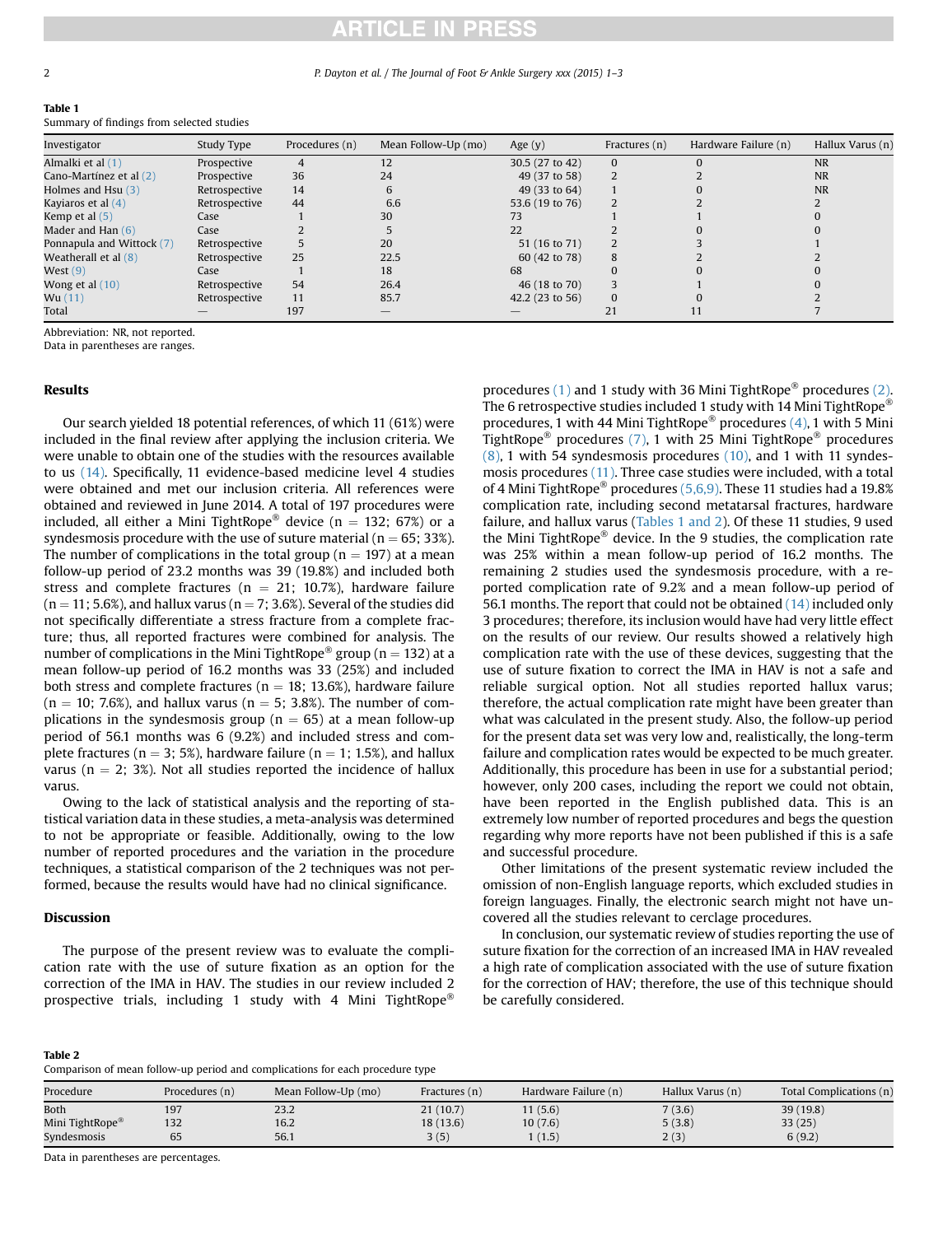**Table 1**
Summary of findings from selected studies

| Investigator | Study Type | Procedures (n) | Mean Follow-Up (mo) | Age (y) | Fractures (n) | Hardware Failure (n) | Hallux Varus (n) |
|---|---|---|---|---|---|---|---|
| Almalki et al (1) | Prospective | 4 | 12 | 30.5 (27 to 42) | 0 | 0 | NR |
| Cano-Martínez et al (2) | Prospective | 36 | 24 | 49 (37 to 58) | 2 | 2 | NR |
| Holmes and Hsu (3) | Retrospective | 14 | 6 | 49 (33 to 64) | 1 | 0 | NR |
| Kayiaros et al (4) | Retrospective | 44 | 6.6 | 53.6 (19 to 76) | 2 | 2 | 2 |
| Kemp et al (5) | Case | 1 | 30 | 73 | 1 | 1 | 0 |
| Mader and Han (6) | Case | 2 | 5 | 22 | 2 | 0 | 0 |
| Ponnapula and Wittock (7) | Retrospective | 5 | 20 | 51 (16 to 71) | 2 | 3 | 1 |
| Weatherall et al (8) | Retrospective | 25 | 22.5 | 60 (42 to 78) | 8 | 2 | 2 |
| West (9) | Case | 1 | 18 | 68 | 0 | 0 | 0 |
| Wong et al (10) | Retrospective | 54 | 26.4 | 46 (18 to 70) | 3 | 1 | 0 |
| Wu (11) | Retrospective | 11 | 85.7 | 42.2 (23 to 56) | 0 | 0 | 2 |
| Total | — | 197 | — | — | 21 | 11 | 7 |

Abbreviation: NR, not reported.
Data in parentheses are ranges.

## Results

Our search yielded 18 potential references, of which 11 (61%) were included in the final review after applying the inclusion criteria. We were unable to obtain one of the studies with the resources available to us (14). Specifically, 11 evidence-based medicine level 4 studies were obtained and met our inclusion criteria. All references were obtained and reviewed in June 2014. A total of 197 procedures were included, all either a Mini TightRope® device (n = 132; 67%) or a syndesmosis procedure with the use of suture material (n = 65; 33%). The number of complications in the total group (n = 197) at a mean follow-up period of 23.2 months was 39 (19.8%) and included both stress and complete fractures (n = 21; 10.7%), hardware failure (n = 11; 5.6%), and hallux varus (n = 7; 3.6%). Several of the studies did not specifically differentiate a stress fracture from a complete fracture; thus, all reported fractures were combined for analysis. The number of complications in the Mini TightRope® group (n = 132) at a mean follow-up period of 16.2 months was 33 (25%) and included both stress and complete fractures (n = 18; 13.6%), hardware failure (n = 10; 7.6%), and hallux varus (n = 5; 3.8%). The number of complications in the syndesmosis group (n = 65) at a mean follow-up period of 56.1 months was 6 (9.2%) and included stress and complete fractures (n = 3; 5%), hardware failure (n = 1; 1.5%), and hallux varus (n = 2; 3%). Not all studies reported the incidence of hallux varus.

Owing to the lack of statistical analysis and the reporting of statistical variation data in these studies, a meta-analysis was determined to not be appropriate or feasible. Additionally, owing to the low number of reported procedures and the variation in the procedure techniques, a statistical comparison of the 2 techniques was not performed, because the results would have had no clinical significance.

## Discussion

The purpose of the present review was to evaluate the complication rate with the use of suture fixation as an option for the correction of the IMA in HAV. The studies in our review included 2 prospective trials, including 1 study with 4 Mini TightRope® procedures (1) and 1 study with 36 Mini TightRope® procedures (2). The 6 retrospective studies included 1 study with 14 Mini TightRope® procedures, 1 with 44 Mini TightRope® procedures (4), 1 with 5 Mini TightRope® procedures (7), 1 with 25 Mini TightRope® procedures (8), 1 with 54 syndesmosis procedures (10), and 1 with 11 syndesmosis procedures (11). Three case studies were included, with a total of 4 Mini TightRope® procedures (5,6,9). These 11 studies had a 19.8% complication rate, including second metatarsal fractures, hardware failure, and hallux varus (Tables 1 and 2). Of these 11 studies, 9 used the Mini TightRope® device. In the 9 studies, the complication rate was 25% within a mean follow-up period of 16.2 months. The remaining 2 studies used the syndesmosis procedure, with a reported complication rate of 9.2% and a mean follow-up period of 56.1 months. The report that could not be obtained (14) included only 3 procedures; therefore, its inclusion would have had very little effect on the results of our review. Our results showed a relatively high complication rate with the use of these devices, suggesting that the use of suture fixation to correct the IMA in HAV is not a safe and reliable surgical option. Not all studies reported hallux varus; therefore, the actual complication rate might have been greater than what was calculated in the present study. Also, the follow-up period for the present data set was very low and, realistically, the long-term failure and complication rates would be expected to be much greater. Additionally, this procedure has been in use for a substantial period; however, only 200 cases, including the report we could not obtain, have been reported in the English published data. This is an extremely low number of reported procedures and begs the question regarding why more reports have not been published if this is a safe and successful procedure.

Other limitations of the present systematic review included the omission of non-English language reports, which excluded studies in foreign languages. Finally, the electronic search might not have uncovered all the studies relevant to cerclage procedures.

In conclusion, our systematic review of studies reporting the use of suture fixation for the correction of an increased IMA in HAV revealed a high rate of complication associated with the use of suture fixation for the correction of HAV; therefore, the use of this technique should be carefully considered.

**Table 2**
Comparison of mean follow-up period and complications for each procedure type

| Procedure | Procedures (n) | Mean Follow-Up (mo) | Fractures (n) | Hardware Failure (n) | Hallux Varus (n) | Total Complications (n) |
|---|---|---|---|---|---|---|
| Both | 197 | 23.2 | 21 (10.7) | 11 (5.6) | 7 (3.6) | 39 (19.8) |
| Mini TightRope® | 132 | 16.2 | 18 (13.6) | 10 (7.6) | 5 (3.8) | 33 (25) |
| Syndesmosis | 65 | 56.1 | 3 (5) | 1 (1.5) | 2 (3) | 6 (9.2) |

Data in parentheses are percentages.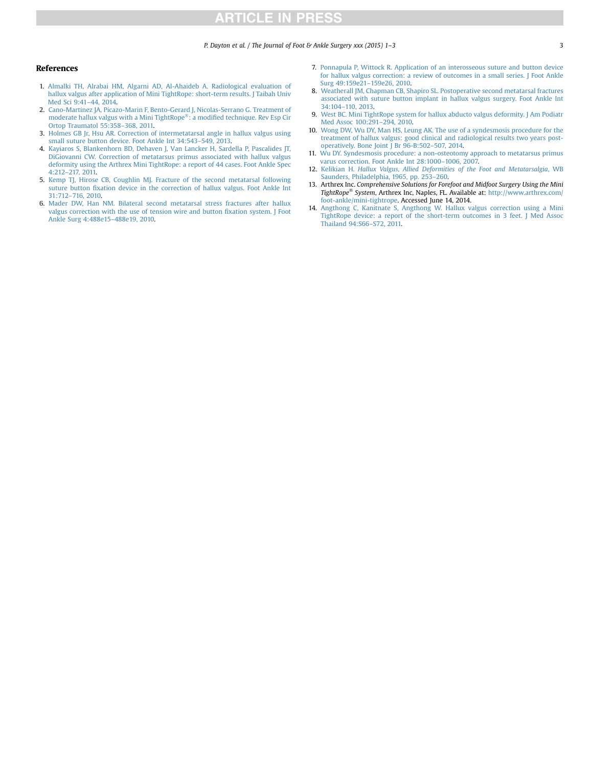## References

1. Almalki TH, Alrabai HM, Algarni AD, Al-Ahaideb A. Radiological evaluation of hallux valgus after application of Mini TightRope: short-term results. J Taibah Univ Med Sci 9:41–44, 2014.
2. Cano-Martínez JA, Picazo-Marin F, Bento-Gerard J, Nicolas-Serrano G. Treatment of moderate hallux valgus with a Mini TightRope®: a modified technique. Rev Esp Cir Ortop Traumatol 55:358–368, 2011.
3. Holmes GB Jr, Hsu AR. Correction of intermetatarsal angle in hallux valgus using small suture button device. Foot Ankle Int 34:543–549, 2013.
4. Kayiaros S, Blankenhorn BD, Dehaven J, Van Lancker H, Sardella P, Pascalides JT, DiGiovanni CW. Correction of metatarsus primus associated with hallux valgus deformity using the Arthrex Mini TightRope: a report of 44 cases. Foot Ankle Spec 4:212–217, 2011.
5. Kemp TJ, Hirose CB, Coughlin MJ. Fracture of the second metatarsal following suture button fixation device in the correction of hallux valgus. Foot Ankle Int 31:712–716, 2010.
6. Mader DW, Han NM. Bilateral second metatarsal stress fractures after hallux valgus correction with the use of tension wire and button fixation system. J Foot Ankle Surg 4:488e15–488e19, 2010.
7. Ponnapula P, Wittock R. Application of an interosseous suture and button device for hallux valgus correction: a review of outcomes in a small series. J Foot Ankle Surg 49:159e21–159e26, 2010.
8. Weatherall JM, Chapman CB, Shapiro SL. Postoperative second metatarsal fractures associated with suture button implant in hallux valgus surgery. Foot Ankle Int 34:104–110, 2013.
9. West BC. Mini TightRope system for hallux abducto valgus deformity. J Am Podiatr Med Assoc 100:291–294, 2010.
10. Wong DW, Wu DY, Man HS, Leung AK. The use of a syndesmosis procedure for the treatment of hallux valgus: good clinical and radiological results two years post-operatively. Bone Joint J Br 96-B:502–507, 2014.
11. Wu DY. Syndesmosis procedure: a non-osteotomy approach to metatarsus primus varus correction. Foot Ankle Int 28:1000–1006, 2007.
12. Kelikian H. *Hallux Valgus, Allied Deformities of the Foot and Metatarsalgia*, WB Saunders, Philadelphia, 1965, pp. 253–260.
13. Arthrex Inc. *Comprehensive Solutions for Forefoot and Midfoot Surgery Using the Mini TightRope® System*, Arthrex Inc, Naples, FL. Available at: http://www.arthrex.com/foot-ankle/mini-tightrope. Accessed June 14, 2014.
14. Angthong C, Kanitnate S, Angthong W. Hallux valgus correction using a Mini TightRope device: a report of the short-term outcomes in 3 feet. J Med Assoc Thailand 94:S66–S72, 2011.